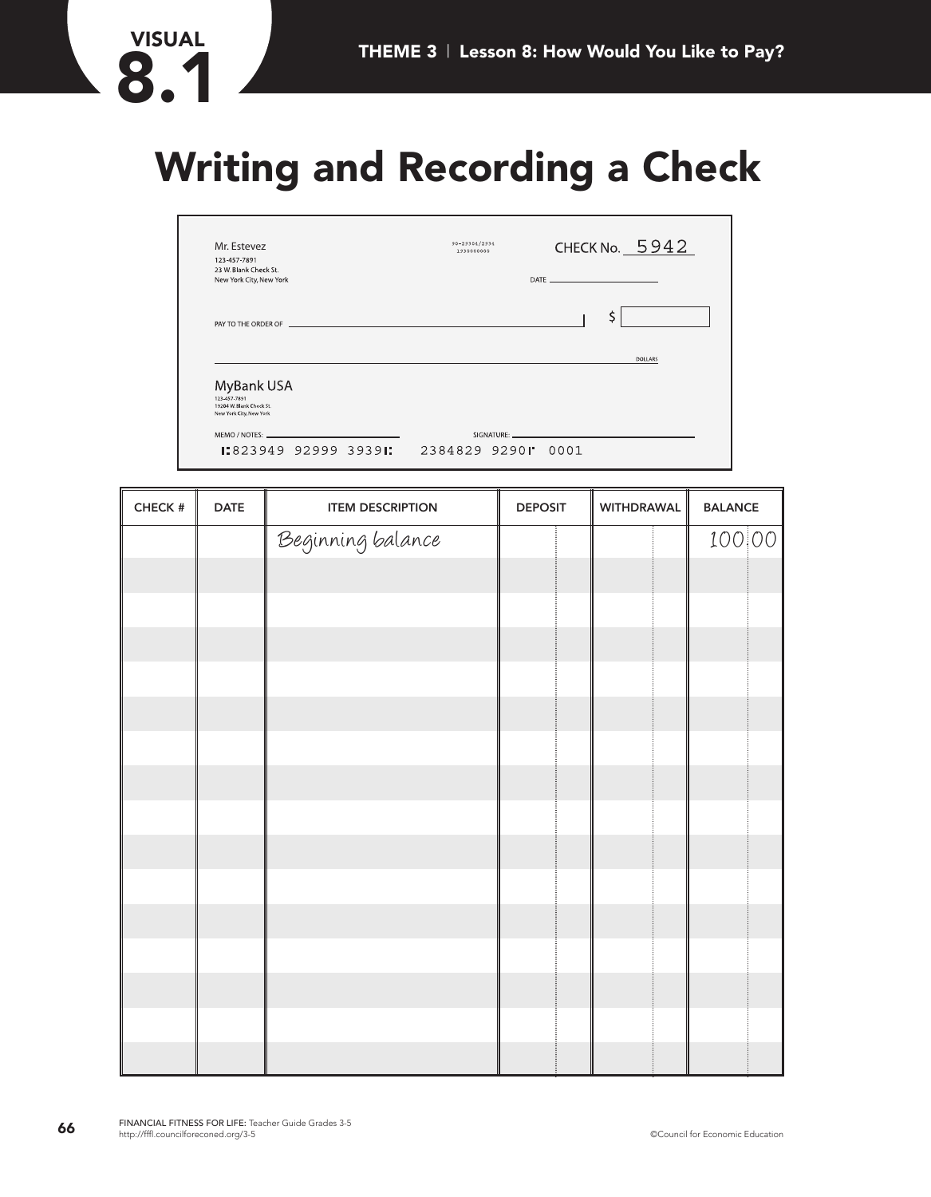VISUAL 8.1

# Writing and Recording a Check

Mr. Estevez
123-457-7891
23 W. Blank Check St.
New York City, New York

90-23306/2334
1930000000

CHECK No. 5942

DATE

PAY TO THE ORDER OF ______________________ $

______________________________________ DOLLARS

MyBank USA
123-457-7891
19204 W. Blank Check St.
New York City, New York

MEMO / NOTES: ______________ SIGNATURE: ______________

⑆823949 92999 3939⑆ 2384829 9290⑈ 0001

| CHECK # | DATE | ITEM DESCRIPTION | DEPOSIT | WITHDRAWAL | BALANCE |
|---|---|---|---|---|---|
| | | Beginning balance | | | 100.00 |
| | | | | | |
| | | | | | |
| | | | | | |
| | | | | | |
| | | | | | |
| | | | | | |
| | | | | | |
| | | | | | |
| | | | | | |
| | | | | | |
| | | | | | |
| | | | | | |
| | | | | | |
| | | | | | |
| | | | | | |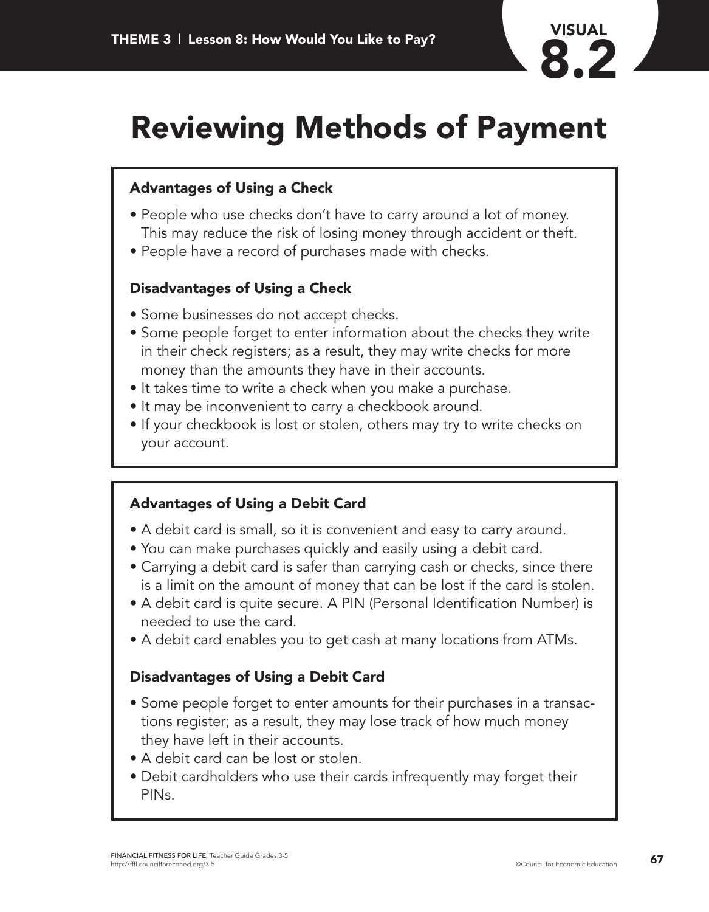# VISUAL 8.2

# Reviewing Methods of Payment

### Advantages of Using a Check

- People who use checks don't have to carry around a lot of money. This may reduce the risk of losing money through accident or theft.
- People have a record of purchases made with checks.

### Disadvantages of Using a Check

- Some businesses do not accept checks.
- Some people forget to enter information about the checks they write in their check registers; as a result, they may write checks for more money than the amounts they have in their accounts.
- It takes time to write a check when you make a purchase.
- It may be inconvenient to carry a checkbook around.
- If your checkbook is lost or stolen, others may try to write checks on your account.

### Advantages of Using a Debit Card

- A debit card is small, so it is convenient and easy to carry around.
- You can make purchases quickly and easily using a debit card.
- Carrying a debit card is safer than carrying cash or checks, since there is a limit on the amount of money that can be lost if the card is stolen.
- A debit card is quite secure. A PIN (Personal Identification Number) is needed to use the card.
- A debit card enables you to get cash at many locations from ATMs.

### Disadvantages of Using a Debit Card

- Some people forget to enter amounts for their purchases in a transactions register; as a result, they may lose track of how much money they have left in their accounts.
- A debit card can be lost or stolen.
- Debit cardholders who use their cards infrequently may forget their PINs.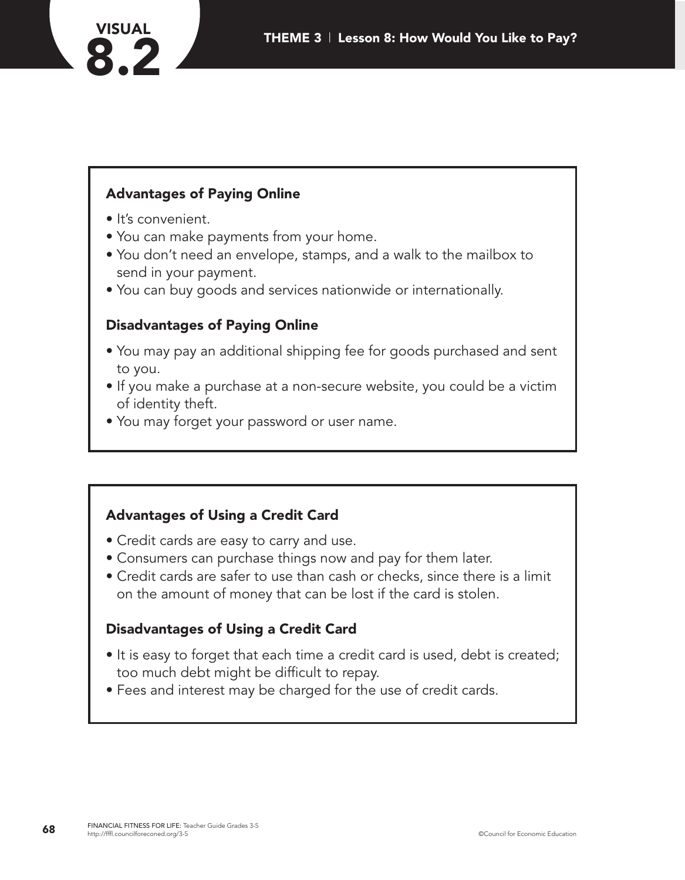# VISUAL 8.2

## Advantages of Paying Online

- It's convenient.
- You can make payments from your home.
- You don't need an envelope, stamps, and a walk to the mailbox to send in your payment.
- You can buy goods and services nationwide or internationally.

## Disadvantages of Paying Online

- You may pay an additional shipping fee for goods purchased and sent to you.
- If you make a purchase at a non-secure website, you could be a victim of identity theft.
- You may forget your password or user name.

## Advantages of Using a Credit Card

- Credit cards are easy to carry and use.
- Consumers can purchase things now and pay for them later.
- Credit cards are safer to use than cash or checks, since there is a limit on the amount of money that can be lost if the card is stolen.

## Disadvantages of Using a Credit Card

- It is easy to forget that each time a credit card is used, debt is created; too much debt might be difficult to repay.
- Fees and interest may be charged for the use of credit cards.